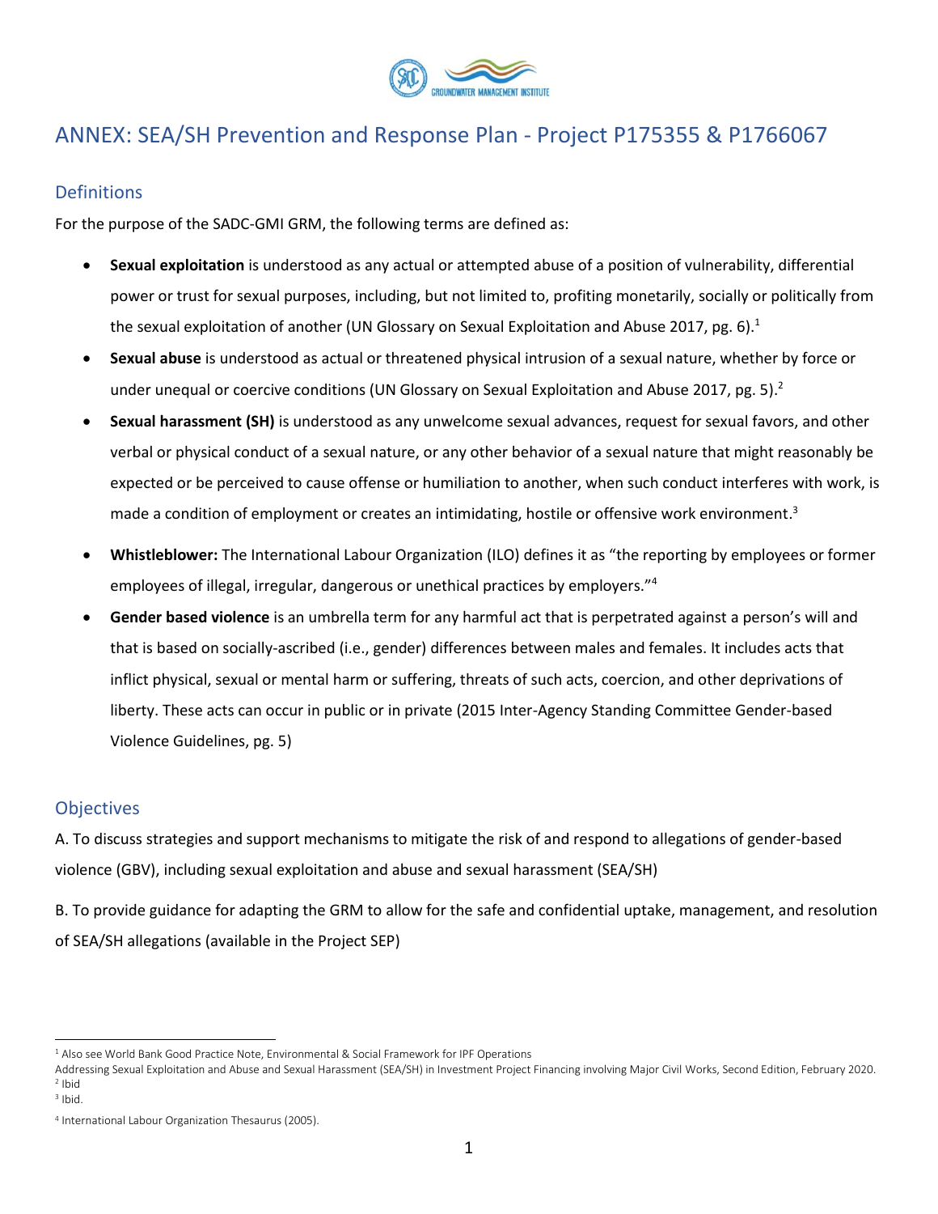# ANNEX: SEA/SH Prevention and Response Plan - Project P175355 & P1766067

## Definitions

For the purpose of the SADC-GMI GRM, the following terms are defined as:

- **Sexual exploitation** is understood as any actual or attempted abuse of a position of vulnerability, differential power or trust for sexual purposes, including, but not limited to, profiting monetarily, socially or politically from the sexual exploitation of another (UN Glossary on Sexual Exploitation and Abuse 2017, pg. 6).[1]
- **Sexual abuse** is understood as actual or threatened physical intrusion of a sexual nature, whether by force or under unequal or coercive conditions (UN Glossary on Sexual Exploitation and Abuse 2017, pg. 5).[2]
- **Sexual harassment (SH)** is understood as any unwelcome sexual advances, request for sexual favors, and other verbal or physical conduct of a sexual nature, or any other behavior of a sexual nature that might reasonably be expected or be perceived to cause offense or humiliation to another, when such conduct interferes with work, is made a condition of employment or creates an intimidating, hostile or offensive work environment.[3]
- **Whistleblower:** The International Labour Organization (ILO) defines it as "the reporting by employees or former employees of illegal, irregular, dangerous or unethical practices by employers."[4]
- **Gender based violence** is an umbrella term for any harmful act that is perpetrated against a person's will and that is based on socially-ascribed (i.e., gender) differences between males and females. It includes acts that inflict physical, sexual or mental harm or suffering, threats of such acts, coercion, and other deprivations of liberty. These acts can occur in public or in private (2015 Inter-Agency Standing Committee Gender-based Violence Guidelines, pg. 5)

## Objectives

A. To discuss strategies and support mechanisms to mitigate the risk of and respond to allegations of gender-based violence (GBV), including sexual exploitation and abuse and sexual harassment (SEA/SH)

B. To provide guidance for adapting the GRM to allow for the safe and confidential uptake, management, and resolution of SEA/SH allegations (available in the Project SEP)

---

[1] Also see World Bank Good Practice Note, Environmental & Social Framework for IPF Operations Addressing Sexual Exploitation and Abuse and Sexual Harassment (SEA/SH) in Investment Project Financing involving Major Civil Works, Second Edition, February 2020.

[2] Ibid

[3] Ibid.

[4] International Labour Organization Thesaurus (2005).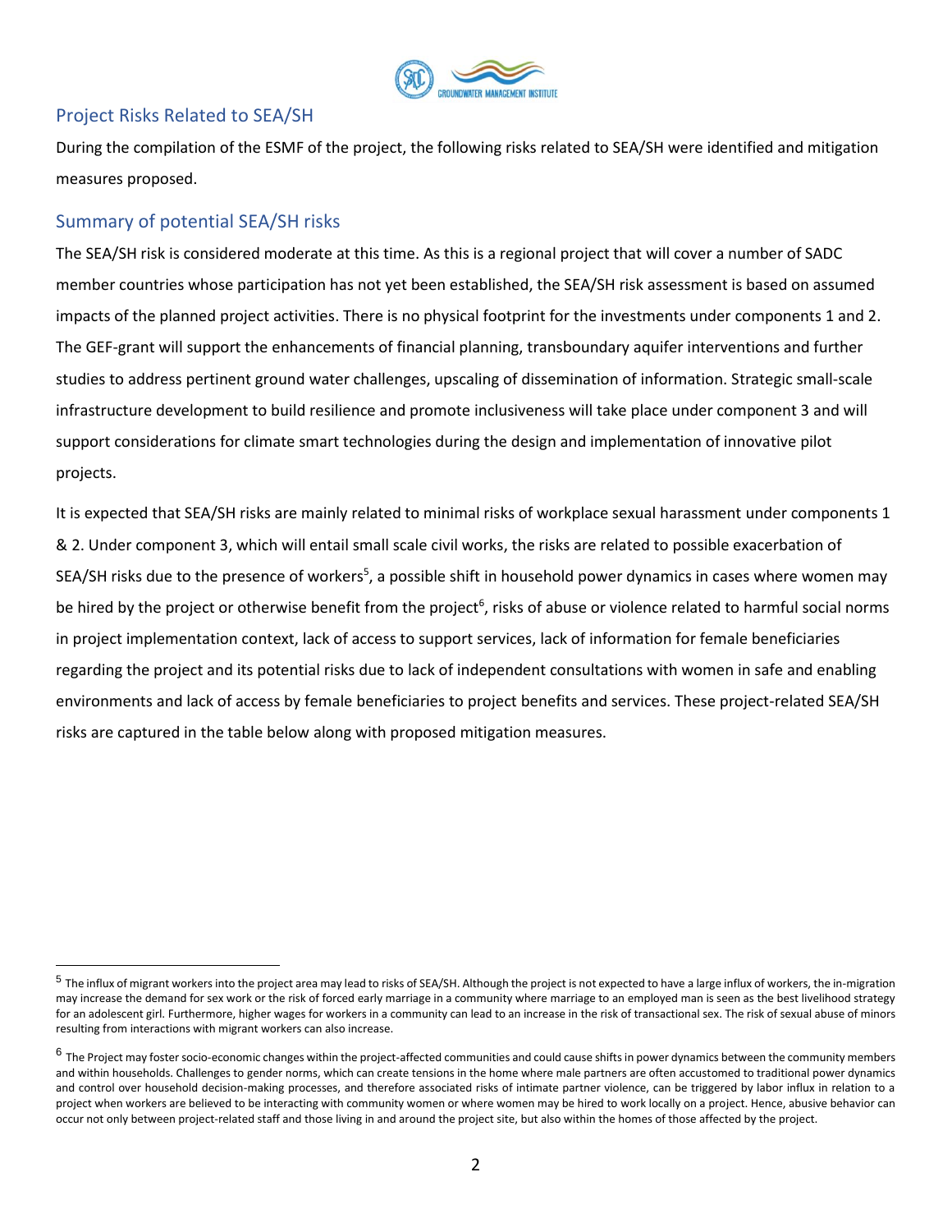## Project Risks Related to SEA/SH

During the compilation of the ESMF of the project, the following risks related to SEA/SH were identified and mitigation measures proposed.

## Summary of potential SEA/SH risks

The SEA/SH risk is considered moderate at this time. As this is a regional project that will cover a number of SADC member countries whose participation has not yet been established, the SEA/SH risk assessment is based on assumed impacts of the planned project activities. There is no physical footprint for the investments under components 1 and 2. The GEF-grant will support the enhancements of financial planning, transboundary aquifer interventions and further studies to address pertinent ground water challenges, upscaling of dissemination of information. Strategic small-scale infrastructure development to build resilience and promote inclusiveness will take place under component 3 and will support considerations for climate smart technologies during the design and implementation of innovative pilot projects.

It is expected that SEA/SH risks are mainly related to minimal risks of workplace sexual harassment under components 1 & 2. Under component 3, which will entail small scale civil works, the risks are related to possible exacerbation of SEA/SH risks due to the presence of workers[5], a possible shift in household power dynamics in cases where women may be hired by the project or otherwise benefit from the project[6], risks of abuse or violence related to harmful social norms in project implementation context, lack of access to support services, lack of information for female beneficiaries regarding the project and its potential risks due to lack of independent consultations with women in safe and enabling environments and lack of access by female beneficiaries to project benefits and services. These project-related SEA/SH risks are captured in the table below along with proposed mitigation measures.

---

[5] The influx of migrant workers into the project area may lead to risks of SEA/SH. Although the project is not expected to have a large influx of workers, the in-migration may increase the demand for sex work or the risk of forced early marriage in a community where marriage to an employed man is seen as the best livelihood strategy for an adolescent girl. Furthermore, higher wages for workers in a community can lead to an increase in the risk of transactional sex. The risk of sexual abuse of minors resulting from interactions with migrant workers can also increase.

[6] The Project may foster socio-economic changes within the project-affected communities and could cause shifts in power dynamics between the community members and within households. Challenges to gender norms, which can create tensions in the home where male partners are often accustomed to traditional power dynamics and control over household decision-making processes, and therefore associated risks of intimate partner violence, can be triggered by labor influx in relation to a project when workers are believed to be interacting with community women or where women may be hired to work locally on a project. Hence, abusive behavior can occur not only between project-related staff and those living in and around the project site, but also within the homes of those affected by the project.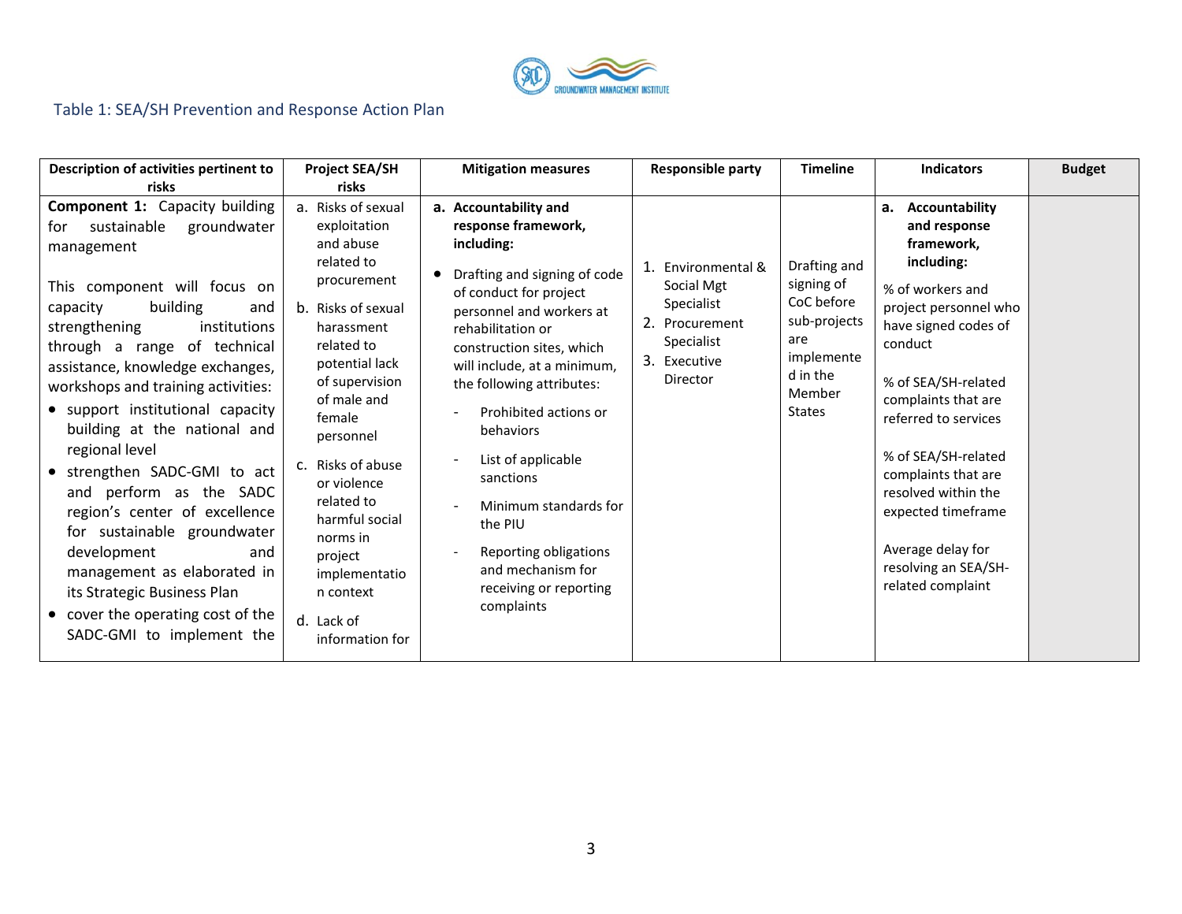Table 1: SEA/SH Prevention and Response Action Plan

| Description of activities pertinent to risks | Project SEA/SH risks | Mitigation measures | Responsible party | Timeline | Indicators | Budget |
|---|---|---|---|---|---|---|
| **Component 1:** Capacity building for sustainable groundwater management<br><br>This component will focus on capacity building and strengthening institutions through a range of technical assistance, knowledge exchanges, workshops and training activities:<br>• support institutional capacity building at the national and regional level<br>• strengthen SADC-GMI to act and perform as the SADC region's center of excellence for sustainable groundwater development and management as elaborated in its Strategic Business Plan<br>• cover the operating cost of the SADC-GMI to implement the | a. Risks of sexual exploitation and abuse related to procurement<br>b. Risks of sexual harassment related to potential lack of supervision of male and female personnel<br>c. Risks of abuse or violence related to harmful social norms in project implementation context<br>d. Lack of information for | **a. Accountability and response framework, including:**<br>• Drafting and signing of code of conduct for project personnel and workers at rehabilitation or construction sites, which will include, at a minimum, the following attributes:<br>- Prohibited actions or behaviors<br>- List of applicable sanctions<br>- Minimum standards for the PIU<br>- Reporting obligations and mechanism for receiving or reporting complaints | 1. Environmental & Social Mgt Specialist<br>2. Procurement Specialist<br>3. Executive Director | Drafting and signing of CoC before sub-projects are implemented in the Member States | **a. Accountability and response framework, including:**<br>% of workers and project personnel who have signed codes of conduct<br><br>% of SEA/SH-related complaints that are referred to services<br><br>% of SEA/SH-related complaints that are resolved within the expected timeframe<br><br>Average delay for resolving an SEA/SH-related complaint | |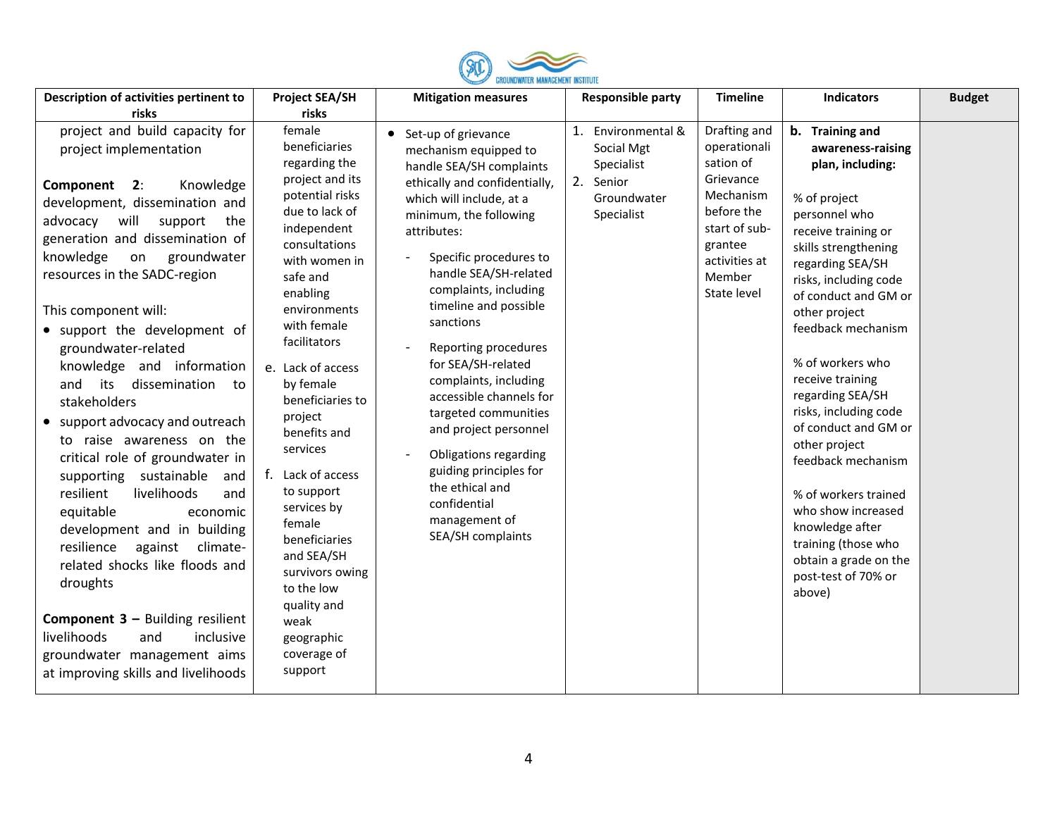| Description of activities pertinent to risks | Project SEA/SH risks | Mitigation measures | Responsible party | Timeline | Indicators | Budget |
|---|---|---|---|---|---|---|
| project and build capacity for project implementation<br><br>**Component 2**: Knowledge development, dissemination and advocacy will support the generation and dissemination of knowledge on groundwater resources in the SADC-region<br><br>This component will:<br>• support the development of groundwater-related knowledge and information and its dissemination to stakeholders<br>• support advocacy and outreach to raise awareness on the critical role of groundwater in supporting sustainable and resilient livelihoods and equitable economic development and in building resilience against climate-related shocks like floods and droughts<br><br>**Component 3 –** Building resilient livelihoods and inclusive groundwater management aims at improving skills and livelihoods | female beneficiaries regarding the project and its potential risks due to lack of independent consultations with women in safe and enabling environments with female facilitators<br><br>e. Lack of access by female beneficiaries to project benefits and services<br><br>f. Lack of access to support services by female beneficiaries and SEA/SH survivors owing to the low quality and weak geographic coverage of support | • Set-up of grievance mechanism equipped to handle SEA/SH complaints ethically and confidentially, which will include, at a minimum, the following attributes:<br>- Specific procedures to handle SEA/SH-related complaints, including timeline and possible sanctions<br>- Reporting procedures for SEA/SH-related complaints, including accessible channels for targeted communities and project personnel<br>- Obligations regarding guiding principles for the ethical and confidential management of SEA/SH complaints | 1. Environmental & Social Mgt Specialist<br>2. Senior Groundwater Specialist | Drafting and operationalisation of Grievance Mechanism before the start of sub-grantee activities at Member State level | **b. Training and awareness-raising plan, including:**<br><br>% of project personnel who receive training or skills strengthening regarding SEA/SH risks, including code of conduct and GM or other project feedback mechanism<br><br>% of workers who receive training regarding SEA/SH risks, including code of conduct and GM or other project feedback mechanism<br><br>% of workers trained who show increased knowledge after training (those who obtain a grade on the post-test of 70% or above) | |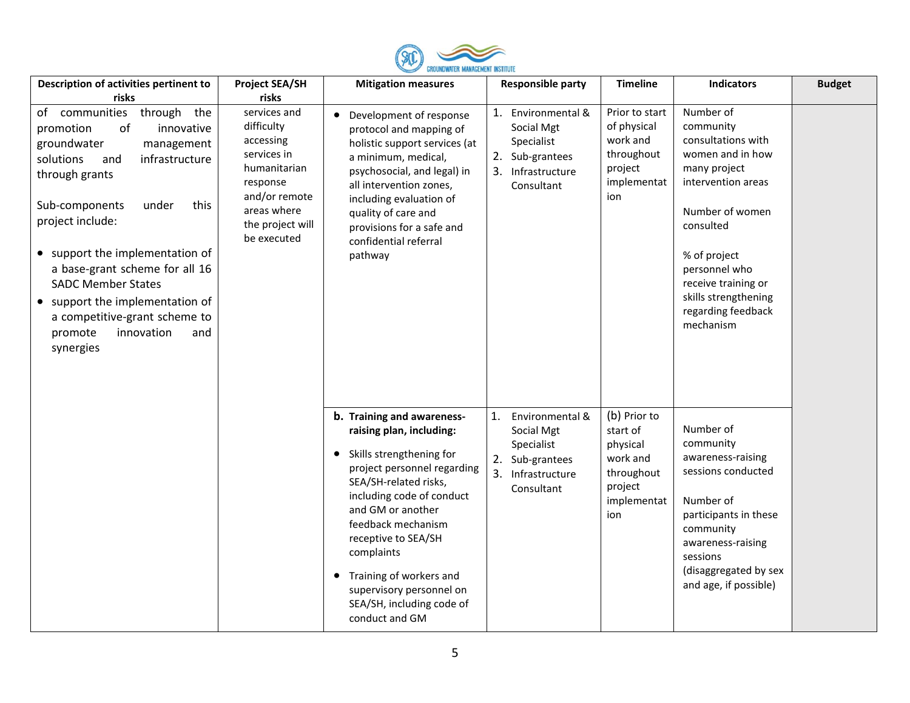| Description of activities pertinent to risks | Project SEA/SH risks | Mitigation measures | Responsible party | Timeline | Indicators | Budget |
|---|---|---|---|---|---|---|
| of communities through the promotion of innovative groundwater management solutions and infrastructure through grants<br><br>Sub-components under this project include:<br><br>• support the implementation of a base-grant scheme for all 16 SADC Member States<br>• support the implementation of a competitive-grant scheme to promote innovation and synergies | services and difficulty accessing services in humanitarian response and/or remote areas where the project will be executed | • Development of response protocol and mapping of holistic support services (at a minimum, medical, psychosocial, and legal) in all intervention zones, including evaluation of quality of care and provisions for a safe and confidential referral pathway | 1. Environmental & Social Mgt Specialist<br>2. Sub-grantees<br>3. Infrastructure Consultant | Prior to start of physical work and throughout project implementation | Number of community consultations with women and in how many project intervention areas<br><br>Number of women consulted<br><br>% of project personnel who receive training or skills strengthening regarding feedback mechanism | |
| | | **b. Training and awareness-raising plan, including:**<br><br>• Skills strengthening for project personnel regarding SEA/SH-related risks, including code of conduct and GM or another feedback mechanism receptive to SEA/SH complaints<br><br>• Training of workers and supervisory personnel on SEA/SH, including code of conduct and GM | 1. Environmental & Social Mgt Specialist<br>2. Sub-grantees<br>3. Infrastructure Consultant | (b) Prior to start of physical work and throughout project implementation | Number of community awareness-raising sessions conducted<br><br>Number of participants in these community awareness-raising sessions (disaggregated by sex and age, if possible) | |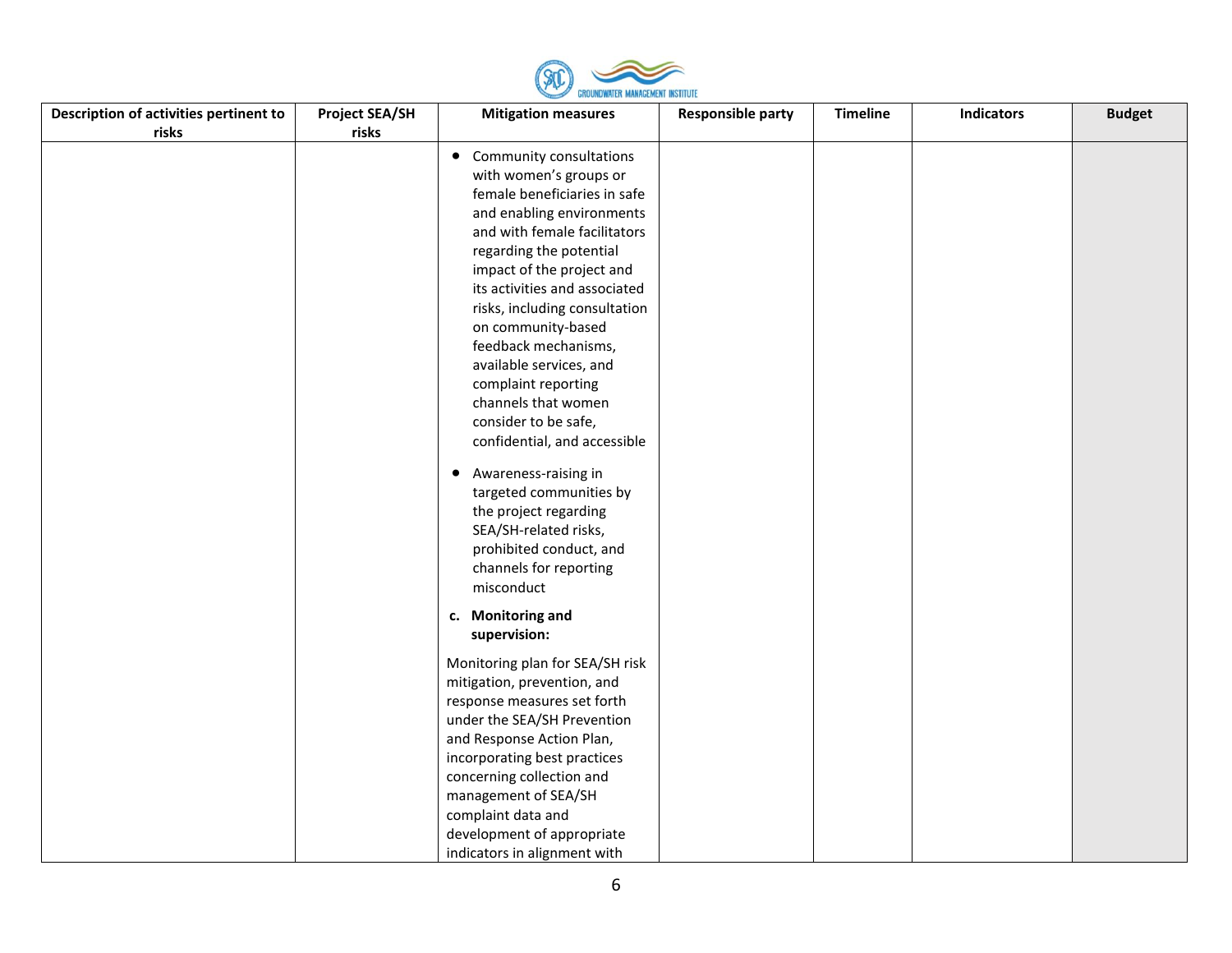| Description of activities pertinent to risks | Project SEA/SH risks | Mitigation measures | Responsible party | Timeline | Indicators | Budget |
|---|---|---|---|---|---|---|
| | | • Community consultations with women's groups or female beneficiaries in safe and enabling environments and with female facilitators regarding the potential impact of the project and its activities and associated risks, including consultation on community-based feedback mechanisms, available services, and complaint reporting channels that women consider to be safe, confidential, and accessible<br><br>• Awareness-raising in targeted communities by the project regarding SEA/SH-related risks, prohibited conduct, and channels for reporting misconduct<br><br>**c. Monitoring and supervision:**<br><br>Monitoring plan for SEA/SH risk mitigation, prevention, and response measures set forth under the SEA/SH Prevention and Response Action Plan, incorporating best practices concerning collection and management of SEA/SH complaint data and development of appropriate indicators in alignment with | | | | |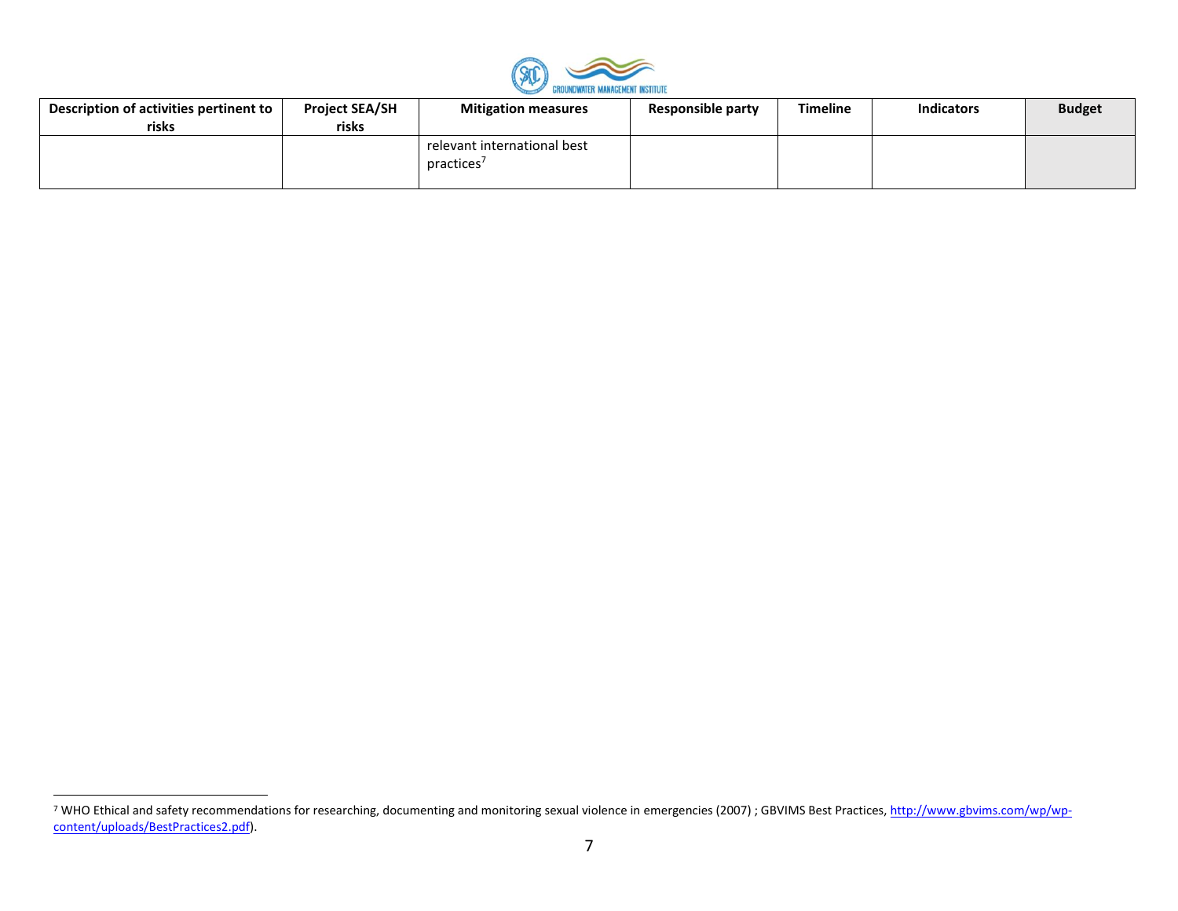| Description of activities pertinent to risks | Project SEA/SH risks | Mitigation measures | Responsible party | Timeline | Indicators | Budget |
|---|---|---|---|---|---|---|
| | | relevant international best practices[7] | | | | |

[7] WHO Ethical and safety recommendations for researching, documenting and monitoring sexual violence in emergencies (2007) ; GBVIMS Best Practices, http://www.gbvims.com/wp/wp-content/uploads/BestPractices2.pdf).